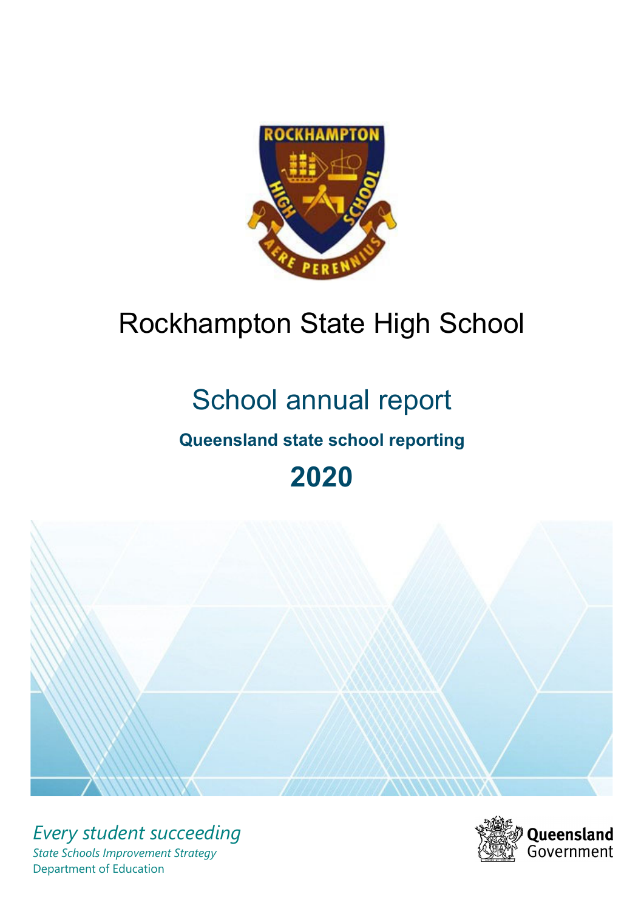# Rockhampton State High School

## School annual report

### Queensland state school reporting

## 2020

*Every student succeeding*

*State Schools Improvement Strategy*

Department of Education

Queensland Government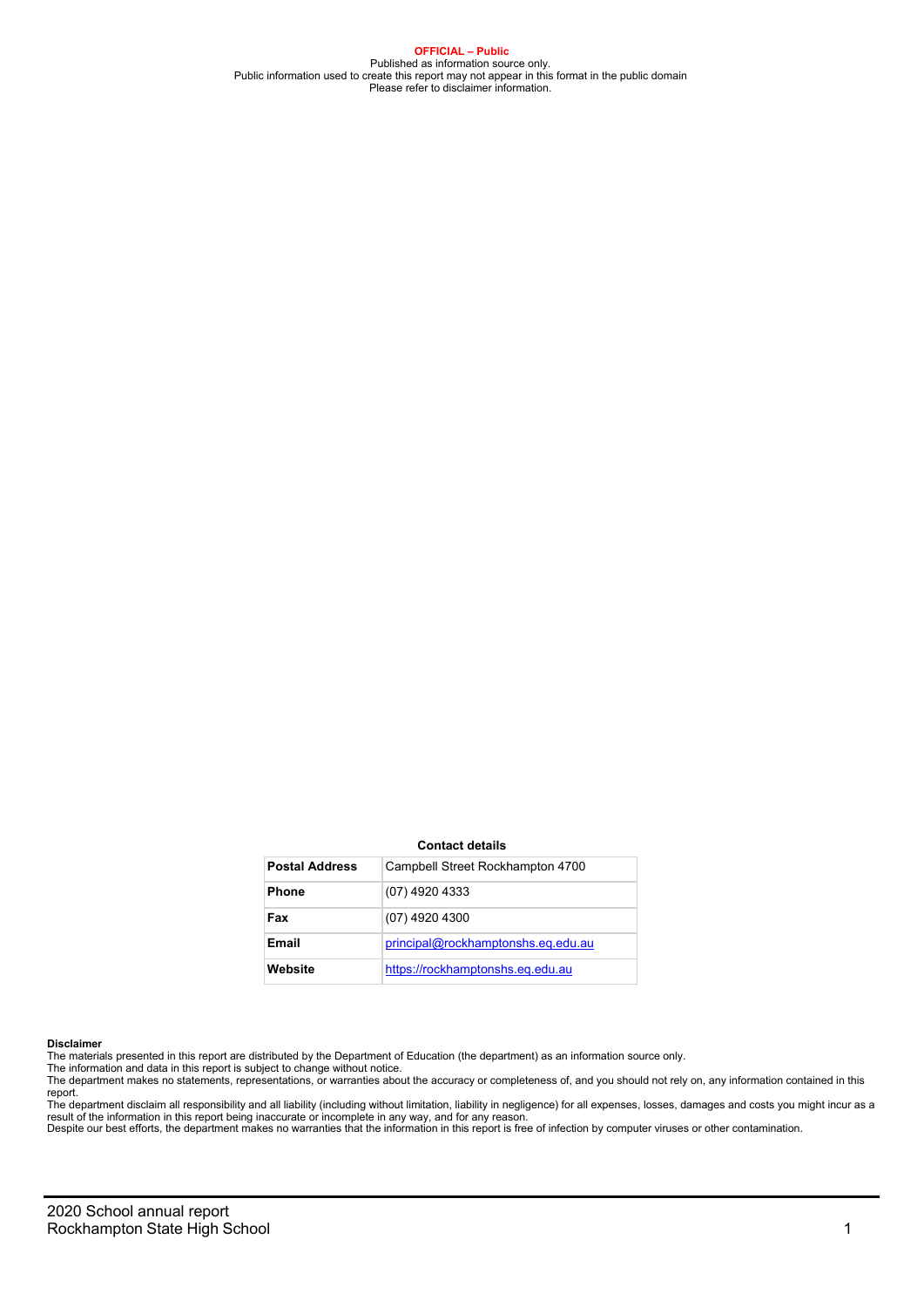**OFFICIAL – Public**
Published as information source only.
Public information used to create this report may not appear in this format in the public domain
Please refer to disclaimer information.

**Contact details**

| | |
|---|---|
| **Postal Address** | Campbell Street Rockhampton 4700 |
| **Phone** | (07) 4920 4333 |
| **Fax** | (07) 4920 4300 |
| **Email** | principal@rockhamptonshs.eq.edu.au |
| **Website** | https://rockhamptonshs.eq.edu.au |

**Disclaimer**
The materials presented in this report are distributed by the Department of Education (the department) as an information source only.
The information and data in this report is subject to change without notice.
The department makes no statements, representations, or warranties about the accuracy or completeness of, and you should not rely on, any information contained in this report.
The department disclaim all responsibility and all liability (including without limitation, liability in negligence) for all expenses, losses, damages and costs you might incur as a result of the information in this report being inaccurate or incomplete in any way, and for any reason.
Despite our best efforts, the department makes no warranties that the information in this report is free of infection by computer viruses or other contamination.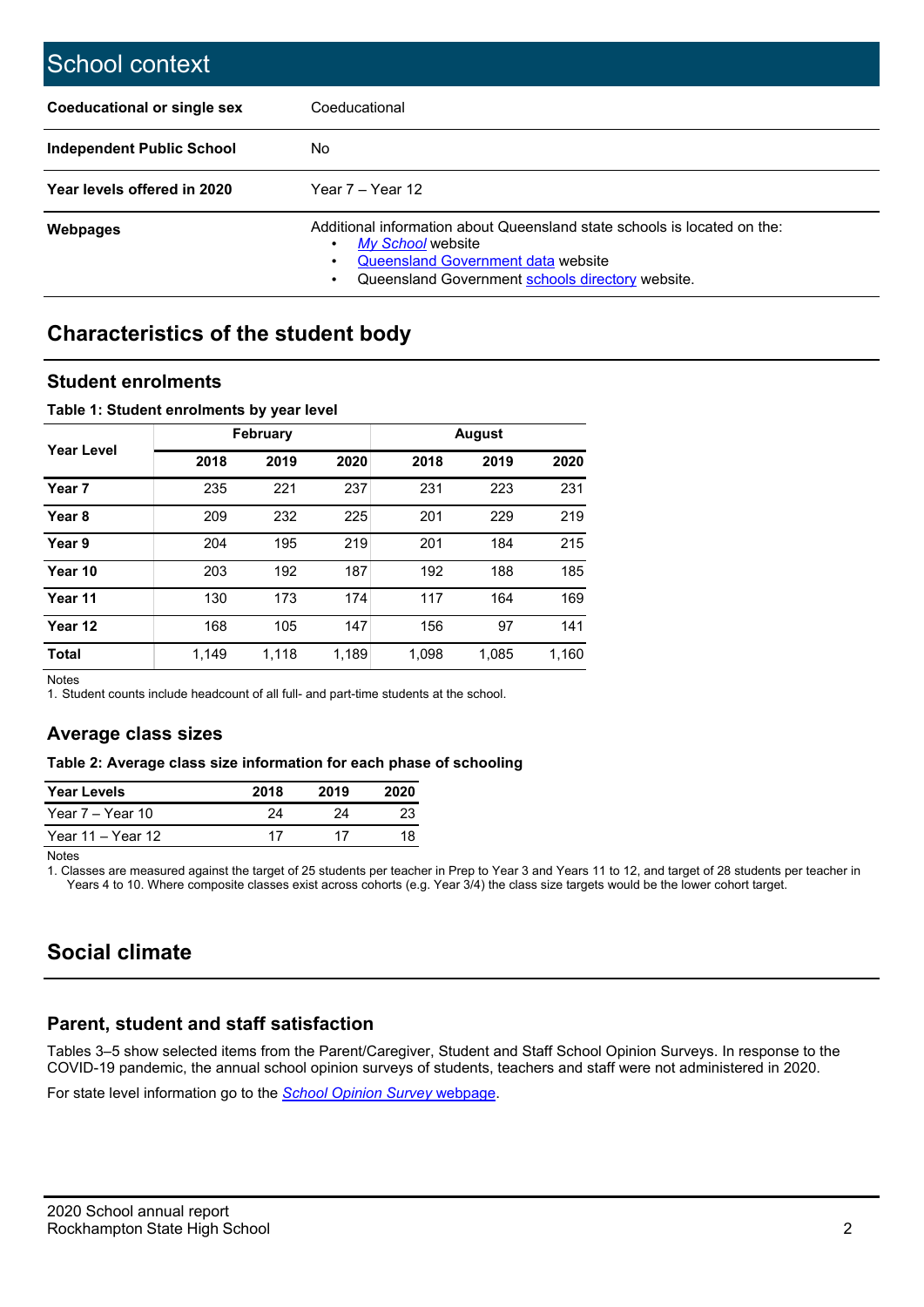# School context

| | |
|---|---|
| **Coeducational or single sex** | Coeducational |
| **Independent Public School** | No |
| **Year levels offered in 2020** | Year 7 – Year 12 |
| **Webpages** | Additional information about Queensland state schools is located on the: <br>• *My School* website <br>• Queensland Government data website <br>• Queensland Government schools directory website. |

## Characteristics of the student body

### Student enrolments

**Table 1: Student enrolments by year level**

| Year Level | February | | | August | | |
|---|---|---|---|---|---|---|
| | **2018** | **2019** | **2020** | **2018** | **2019** | **2020** |
| **Year 7** | 235 | 221 | 237 | 231 | 223 | 231 |
| **Year 8** | 209 | 232 | 225 | 201 | 229 | 219 |
| **Year 9** | 204 | 195 | 219 | 201 | 184 | 215 |
| **Year 10** | 203 | 192 | 187 | 192 | 188 | 185 |
| **Year 11** | 130 | 173 | 174 | 117 | 164 | 169 |
| **Year 12** | 168 | 105 | 147 | 156 | 97 | 141 |
| **Total** | 1,149 | 1,118 | 1,189 | 1,098 | 1,085 | 1,160 |

Notes
1. Student counts include headcount of all full- and part-time students at the school.

### Average class sizes

**Table 2: Average class size information for each phase of schooling**

| Year Levels | 2018 | 2019 | 2020 |
|---|---|---|---|
| Year 7 – Year 10 | 24 | 24 | 23 |
| Year 11 – Year 12 | 17 | 17 | 18 |

Notes
1. Classes are measured against the target of 25 students per teacher in Prep to Year 3 and Years 11 to 12, and target of 28 students per teacher in Years 4 to 10. Where composite classes exist across cohorts (e.g. Year 3/4) the class size targets would be the lower cohort target.

## Social climate

### Parent, student and staff satisfaction

Tables 3–5 show selected items from the Parent/Caregiver, Student and Staff School Opinion Surveys. In response to the COVID-19 pandemic, the annual school opinion surveys of students, teachers and staff were not administered in 2020.

For state level information go to the *School Opinion Survey* webpage.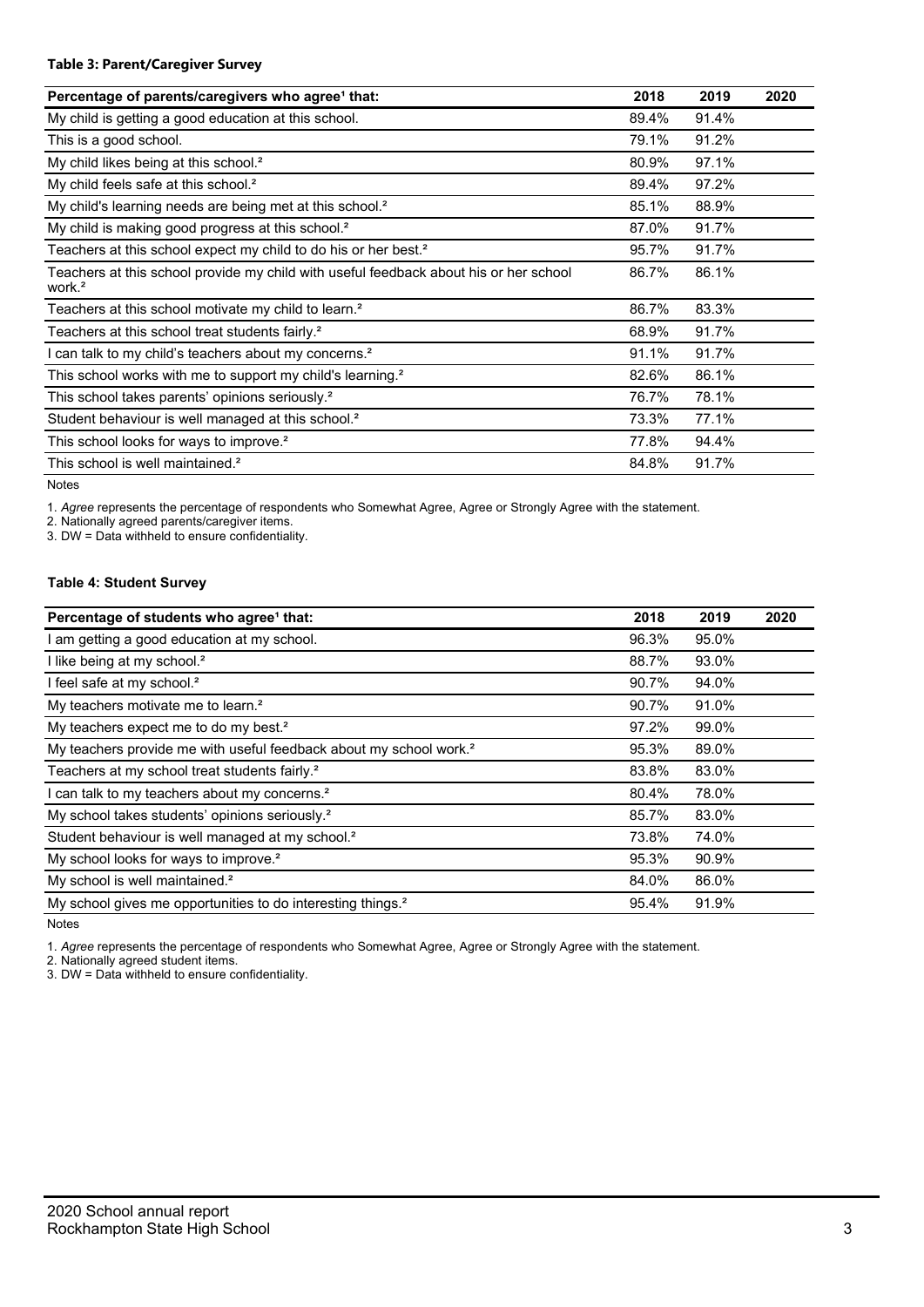#### Table 3: Parent/Caregiver Survey

| Percentage of parents/caregivers who agree[1] that: | 2018 | 2019 | 2020 |
|---|---|---|---|
| My child is getting a good education at this school. | 89.4% | 91.4% | |
| This is a good school. | 79.1% | 91.2% | |
| My child likes being at this school.[2] | 80.9% | 97.1% | |
| My child feels safe at this school.[2] | 89.4% | 97.2% | |
| My child's learning needs are being met at this school.[2] | 85.1% | 88.9% | |
| My child is making good progress at this school.[2] | 87.0% | 91.7% | |
| Teachers at this school expect my child to do his or her best.[2] | 95.7% | 91.7% | |
| Teachers at this school provide my child with useful feedback about his or her school work.[2] | 86.7% | 86.1% | |
| Teachers at this school motivate my child to learn.[2] | 86.7% | 83.3% | |
| Teachers at this school treat students fairly.[2] | 68.9% | 91.7% | |
| I can talk to my child's teachers about my concerns.[2] | 91.1% | 91.7% | |
| This school works with me to support my child's learning.[2] | 82.6% | 86.1% | |
| This school takes parents' opinions seriously.[2] | 76.7% | 78.1% | |
| Student behaviour is well managed at this school.[2] | 73.3% | 77.1% | |
| This school looks for ways to improve.[2] | 77.8% | 94.4% | |
| This school is well maintained.[2] | 84.8% | 91.7% | |

Notes

1. *Agree* represents the percentage of respondents who Somewhat Agree, Agree or Strongly Agree with the statement.
2. Nationally agreed parents/caregiver items.
3. DW = Data withheld to ensure confidentiality.

#### Table 4: Student Survey

| Percentage of students who agree[1] that: | 2018 | 2019 | 2020 |
|---|---|---|---|
| I am getting a good education at my school. | 96.3% | 95.0% | |
| I like being at my school.[2] | 88.7% | 93.0% | |
| I feel safe at my school.[2] | 90.7% | 94.0% | |
| My teachers motivate me to learn.[2] | 90.7% | 91.0% | |
| My teachers expect me to do my best.[2] | 97.2% | 99.0% | |
| My teachers provide me with useful feedback about my school work.[2] | 95.3% | 89.0% | |
| Teachers at my school treat students fairly.[2] | 83.8% | 83.0% | |
| I can talk to my teachers about my concerns.[2] | 80.4% | 78.0% | |
| My school takes students' opinions seriously.[2] | 85.7% | 83.0% | |
| Student behaviour is well managed at my school.[2] | 73.8% | 74.0% | |
| My school looks for ways to improve.[2] | 95.3% | 90.9% | |
| My school is well maintained.[2] | 84.0% | 86.0% | |
| My school gives me opportunities to do interesting things.[2] | 95.4% | 91.9% | |

Notes

1. *Agree* represents the percentage of respondents who Somewhat Agree, Agree or Strongly Agree with the statement.
2. Nationally agreed student items.
3. DW = Data withheld to ensure confidentiality.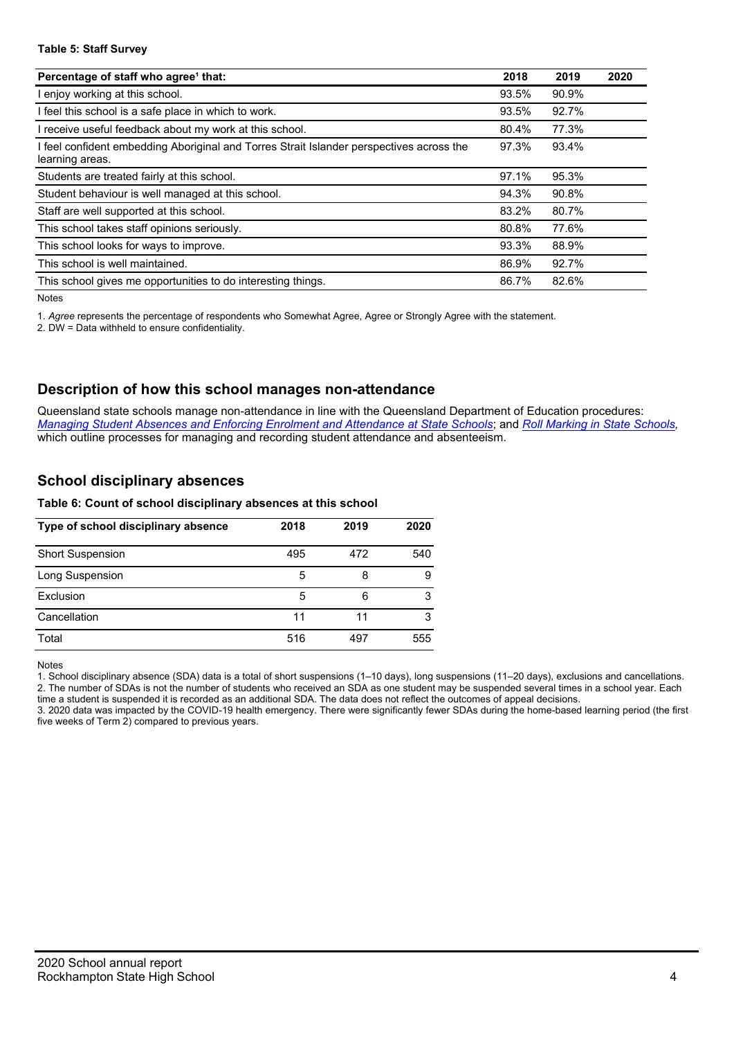**Table 5: Staff Survey**

| Percentage of staff who agree[1] that: | 2018 | 2019 | 2020 |
|---|---|---|---|
| I enjoy working at this school. | 93.5% | 90.9% | |
| I feel this school is a safe place in which to work. | 93.5% | 92.7% | |
| I receive useful feedback about my work at this school. | 80.4% | 77.3% | |
| I feel confident embedding Aboriginal and Torres Strait Islander perspectives across the learning areas. | 97.3% | 93.4% | |
| Students are treated fairly at this school. | 97.1% | 95.3% | |
| Student behaviour is well managed at this school. | 94.3% | 90.8% | |
| Staff are well supported at this school. | 83.2% | 80.7% | |
| This school takes staff opinions seriously. | 80.8% | 77.6% | |
| This school looks for ways to improve. | 93.3% | 88.9% | |
| This school is well maintained. | 86.9% | 92.7% | |
| This school gives me opportunities to do interesting things. | 86.7% | 82.6% | |

Notes

1. *Agree* represents the percentage of respondents who Somewhat Agree, Agree or Strongly Agree with the statement.
2. DW = Data withheld to ensure confidentiality.

## Description of how this school manages non-attendance

Queensland state schools manage non-attendance in line with the Queensland Department of Education procedures: *Managing Student Absences and Enforcing Enrolment and Attendance at State Schools*; and *Roll Marking in State Schools,* which outline processes for managing and recording student attendance and absenteeism.

## School disciplinary absences

**Table 6: Count of school disciplinary absences at this school**

| Type of school disciplinary absence | 2018 | 2019 | 2020 |
|---|---|---|---|
| Short Suspension | 495 | 472 | 540 |
| Long Suspension | 5 | 8 | 9 |
| Exclusion | 5 | 6 | 3 |
| Cancellation | 11 | 11 | 3 |
| Total | 516 | 497 | 555 |

Notes

1. School disciplinary absence (SDA) data is a total of short suspensions (1–10 days), long suspensions (11–20 days), exclusions and cancellations.
2. The number of SDAs is not the number of students who received an SDA as one student may be suspended several times in a school year. Each time a student is suspended it is recorded as an additional SDA. The data does not reflect the outcomes of appeal decisions.
3. 2020 data was impacted by the COVID-19 health emergency. There were significantly fewer SDAs during the home-based learning period (the first five weeks of Term 2) compared to previous years.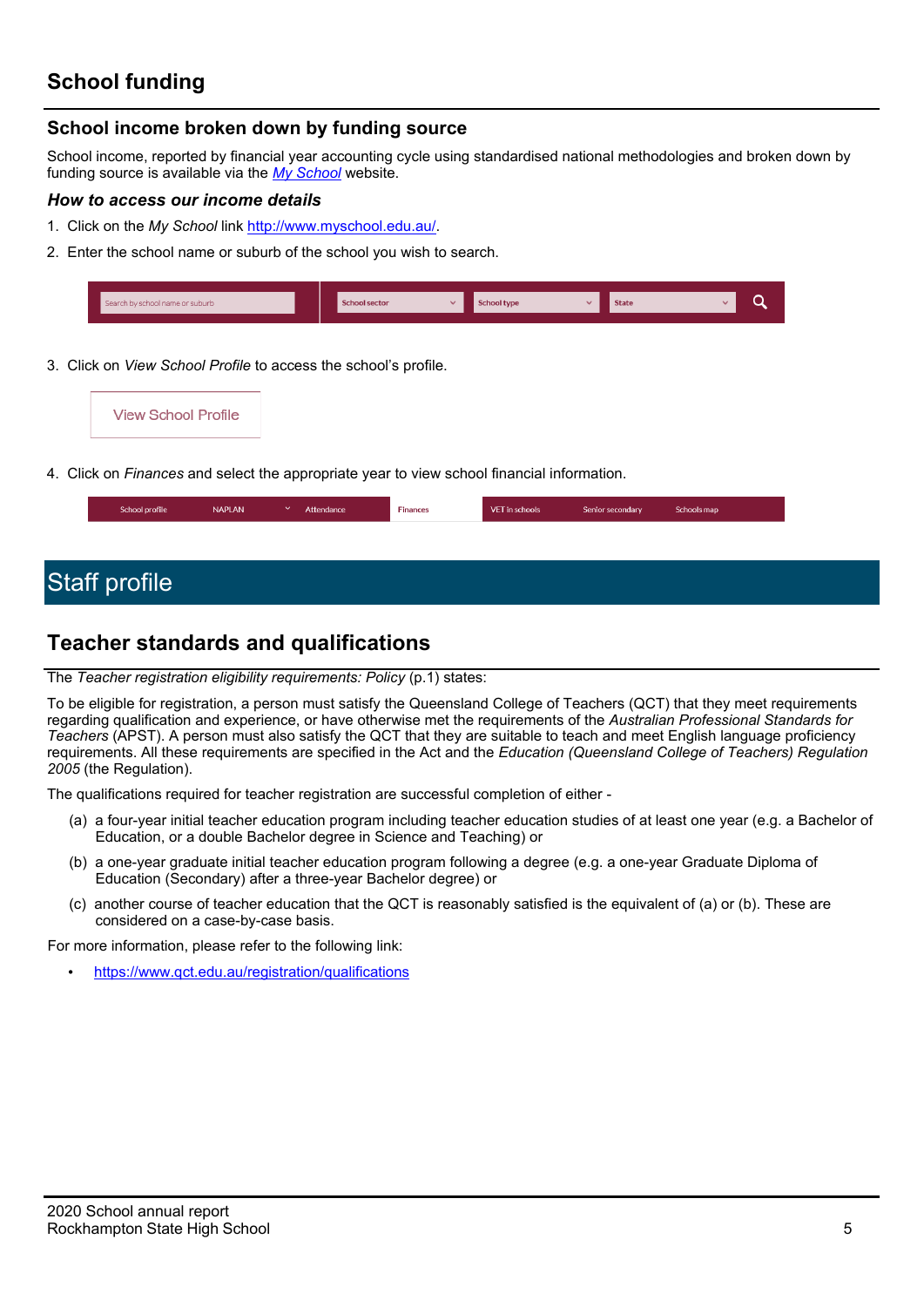## School funding

### School income broken down by funding source

School income, reported by financial year accounting cycle using standardised national methodologies and broken down by funding source is available via the [*My School*](http://www.myschool.edu.au/) website.

#### *How to access our income details*

1. Click on the *My School* link [http://www.myschool.edu.au/](http://www.myschool.edu.au/).
2. Enter the school name or suburb of the school you wish to search.

Search by school name or suburb | School sector | School type | State

3. Click on *View School Profile* to access the school's profile.

View School Profile

4. Click on *Finances* and select the appropriate year to view school financial information.

School profile | NAPLAN | Attendance | Finances | VET in schools | Senior secondary | Schools map

# Staff profile

## Teacher standards and qualifications

The *Teacher registration eligibility requirements: Policy* (p.1) states:

To be eligible for registration, a person must satisfy the Queensland College of Teachers (QCT) that they meet requirements regarding qualification and experience, or have otherwise met the requirements of the *Australian Professional Standards for Teachers* (APST). A person must also satisfy the QCT that they are suitable to teach and meet English language proficiency requirements. All these requirements are specified in the Act and the *Education (Queensland College of Teachers) Regulation 2005* (the Regulation).

The qualifications required for teacher registration are successful completion of either -

(a) a four-year initial teacher education program including teacher education studies of at least one year (e.g. a Bachelor of Education, or a double Bachelor degree in Science and Teaching) or

(b) a one-year graduate initial teacher education program following a degree (e.g. a one-year Graduate Diploma of Education (Secondary) after a three-year Bachelor degree) or

(c) another course of teacher education that the QCT is reasonably satisfied is the equivalent of (a) or (b). These are considered on a case-by-case basis.

For more information, please refer to the following link:

- [https://www.qct.edu.au/registration/qualifications](https://www.qct.edu.au/registration/qualifications)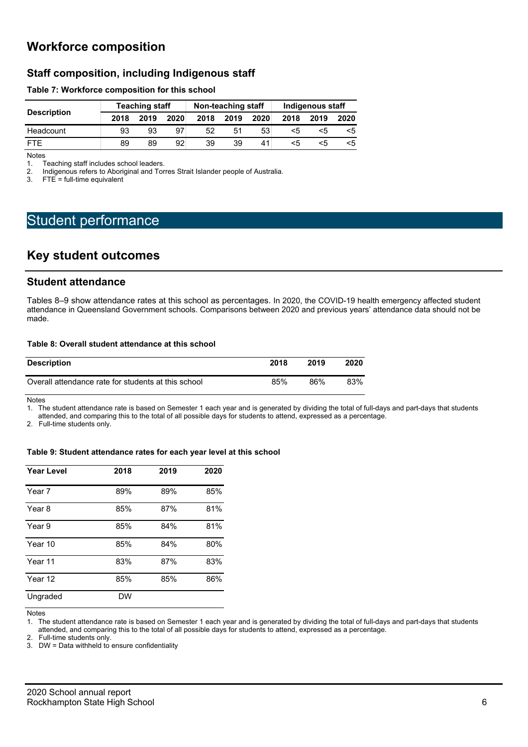## Workforce composition

### Staff composition, including Indigenous staff

**Table 7: Workforce composition for this school**

| Description | Teaching staff | | | Non-teaching staff | | | Indigenous staff | | |
|---|---|---|---|---|---|---|---|---|---|
| | 2018 | 2019 | 2020 | 2018 | 2019 | 2020 | 2018 | 2019 | 2020 |
| Headcount | 93 | 93 | 97 | 52 | 51 | 53 | <5 | <5 | <5 |
| FTE | 89 | 89 | 92 | 39 | 39 | 41 | <5 | <5 | <5 |

Notes

1. Teaching staff includes school leaders.
2. Indigenous refers to Aboriginal and Torres Strait Islander people of Australia.
3. FTE = full-time equivalent

# Student performance

## Key student outcomes

### Student attendance

Tables 8–9 show attendance rates at this school as percentages. In 2020, the COVID-19 health emergency affected student attendance in Queensland Government schools. Comparisons between 2020 and previous years' attendance data should not be made.

**Table 8: Overall student attendance at this school**

| Description | 2018 | 2019 | 2020 |
|---|---|---|---|
| Overall attendance rate for students at this school | 85% | 86% | 83% |

Notes

1. The student attendance rate is based on Semester 1 each year and is generated by dividing the total of full-days and part-days that students attended, and comparing this to the total of all possible days for students to attend, expressed as a percentage.
2. Full-time students only.

**Table 9: Student attendance rates for each year level at this school**

| Year Level | 2018 | 2019 | 2020 |
|---|---|---|---|
| Year 7 | 89% | 89% | 85% |
| Year 8 | 85% | 87% | 81% |
| Year 9 | 85% | 84% | 81% |
| Year 10 | 85% | 84% | 80% |
| Year 11 | 83% | 87% | 83% |
| Year 12 | 85% | 85% | 86% |
| Ungraded | DW | | |

Notes

1. The student attendance rate is based on Semester 1 each year and is generated by dividing the total of full-days and part-days that students attended, and comparing this to the total of all possible days for students to attend, expressed as a percentage.
2. Full-time students only.
3. DW = Data withheld to ensure confidentiality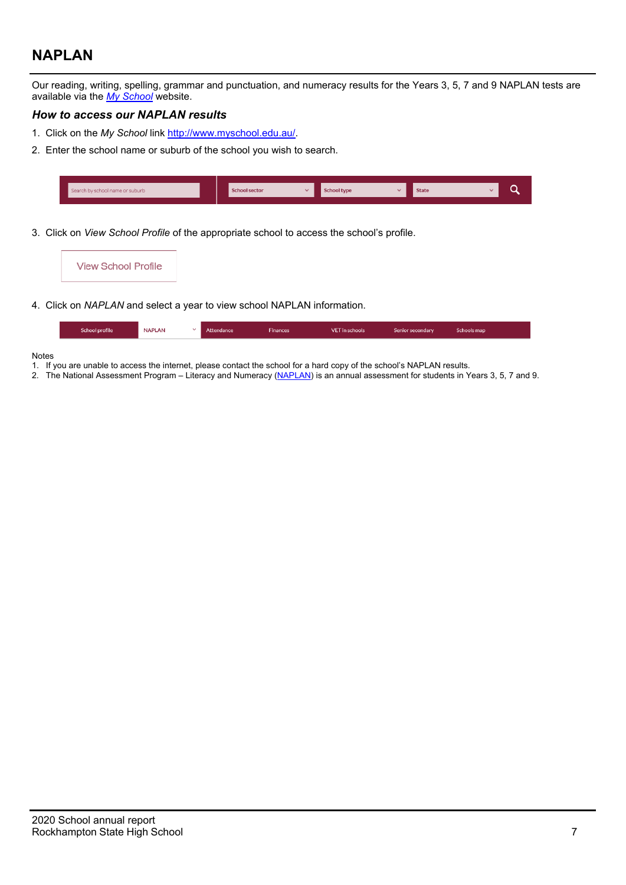# NAPLAN

Our reading, writing, spelling, grammar and punctuation, and numeracy results for the Years 3, 5, 7 and 9 NAPLAN tests are available via the *My School* website.

### *How to access our NAPLAN results*

1. Click on the *My School* link http://www.myschool.edu.au/.
2. Enter the school name or suburb of the school you wish to search.
3. Click on *View School Profile* of the appropriate school to access the school's profile.
4. Click on *NAPLAN* and select a year to view school NAPLAN information.

Notes

1. If you are unable to access the internet, please contact the school for a hard copy of the school's NAPLAN results.
2. The National Assessment Program – Literacy and Numeracy (NAPLAN) is an annual assessment for students in Years 3, 5, 7 and 9.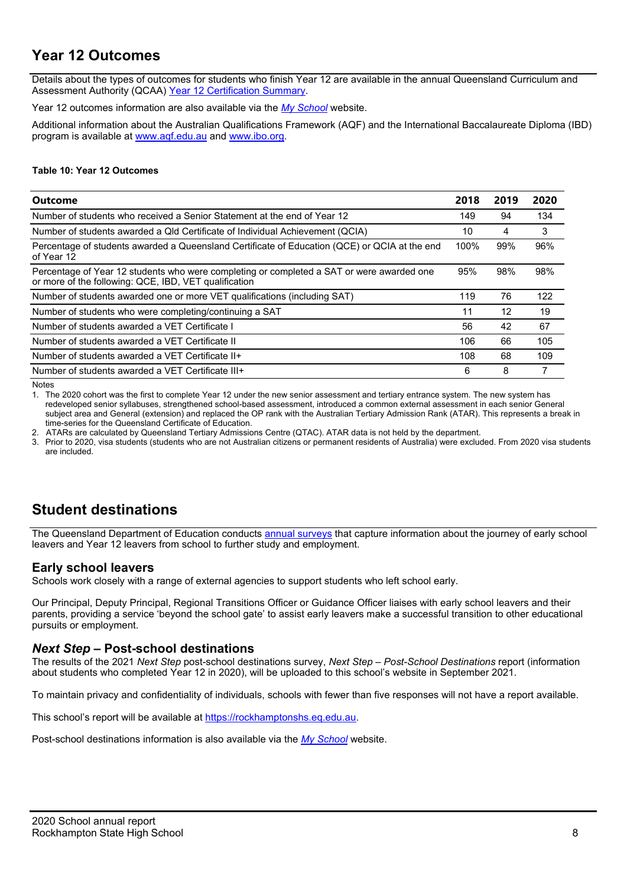## Year 12 Outcomes

Details about the types of outcomes for students who finish Year 12 are available in the annual Queensland Curriculum and Assessment Authority (QCAA) Year 12 Certification Summary.

Year 12 outcomes information are also available via the *My School* website.

Additional information about the Australian Qualifications Framework (AQF) and the International Baccalaureate Diploma (IBD) program is available at www.aqf.edu.au and www.ibo.org.

**Table 10: Year 12 Outcomes**

| Outcome | 2018 | 2019 | 2020 |
|---|---|---|---|
| Number of students who received a Senior Statement at the end of Year 12 | 149 | 94 | 134 |
| Number of students awarded a Qld Certificate of Individual Achievement (QCIA) | 10 | 4 | 3 |
| Percentage of students awarded a Queensland Certificate of Education (QCE) or QCIA at the end of Year 12 | 100% | 99% | 96% |
| Percentage of Year 12 students who were completing or completed a SAT or were awarded one or more of the following: QCE, IBD, VET qualification | 95% | 98% | 98% |
| Number of students awarded one or more VET qualifications (including SAT) | 119 | 76 | 122 |
| Number of students who were completing/continuing a SAT | 11 | 12 | 19 |
| Number of students awarded a VET Certificate I | 56 | 42 | 67 |
| Number of students awarded a VET Certificate II | 106 | 66 | 105 |
| Number of students awarded a VET Certificate II+ | 108 | 68 | 109 |
| Number of students awarded a VET Certificate III+ | 6 | 8 | 7 |

Notes

1. The 2020 cohort was the first to complete Year 12 under the new senior assessment and tertiary entrance system. The new system has redeveloped senior syllabuses, strengthened school-based assessment, introduced a common external assessment in each senior General subject area and General (extension) and replaced the OP rank with the Australian Tertiary Admission Rank (ATAR). This represents a break in time-series for the Queensland Certificate of Education.
2. ATARs are calculated by Queensland Tertiary Admissions Centre (QTAC). ATAR data is not held by the department.
3. Prior to 2020, visa students (students who are not Australian citizens or permanent residents of Australia) were excluded. From 2020 visa students are included.

## Student destinations

The Queensland Department of Education conducts annual surveys that capture information about the journey of early school leavers and Year 12 leavers from school to further study and employment.

### Early school leavers

Schools work closely with a range of external agencies to support students who left school early.

Our Principal, Deputy Principal, Regional Transitions Officer or Guidance Officer liaises with early school leavers and their parents, providing a service 'beyond the school gate' to assist early leavers make a successful transition to other educational pursuits or employment.

### *Next Step* – Post-school destinations

The results of the 2021 *Next Step* post-school destinations survey, *Next Step – Post-School Destinations* report (information about students who completed Year 12 in 2020), will be uploaded to this school's website in September 2021.

To maintain privacy and confidentiality of individuals, schools with fewer than five responses will not have a report available.

This school's report will be available at https://rockhamptonshs.eq.edu.au.

Post-school destinations information is also available via the *My School* website.